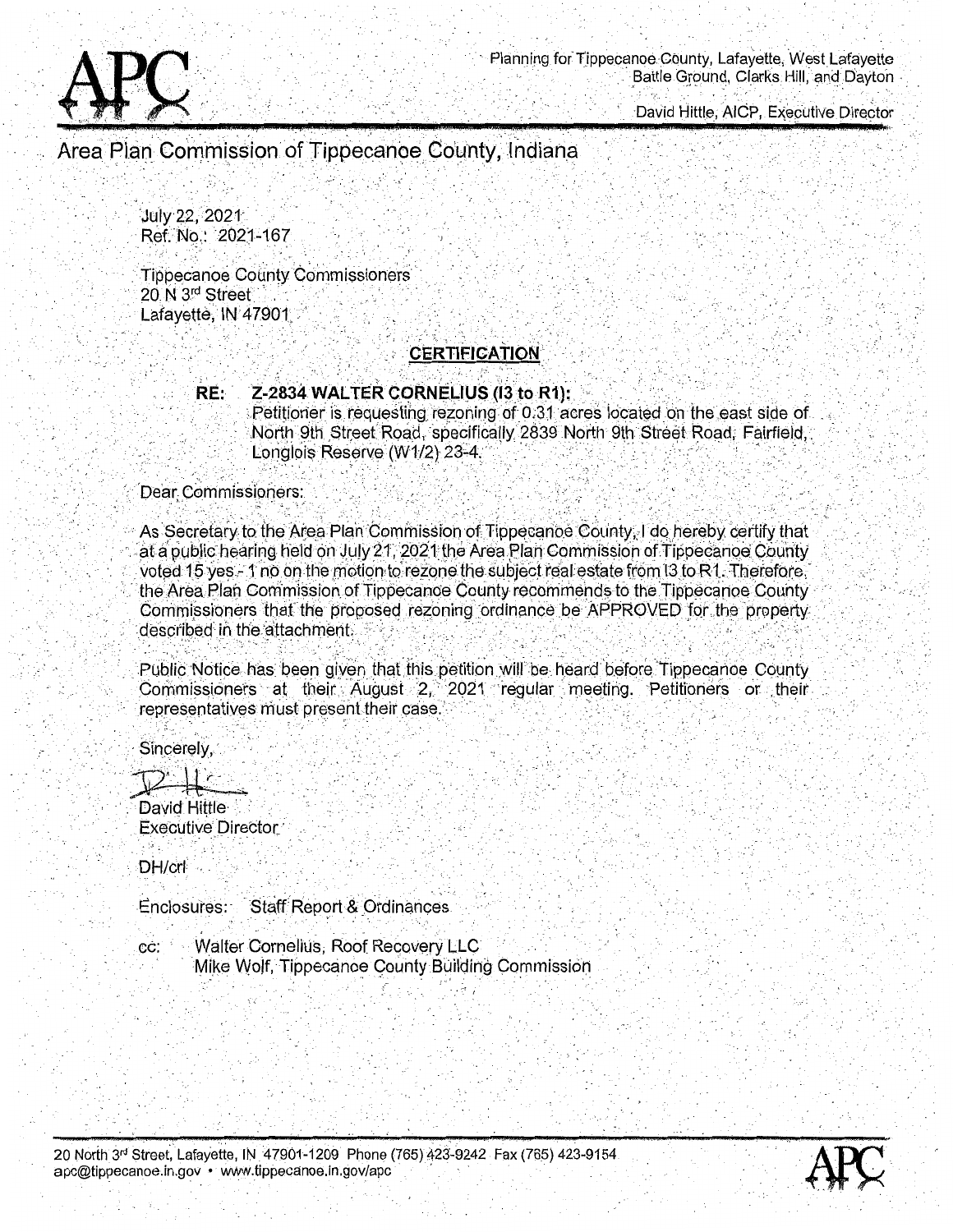APC

Planning for Tippecanoe County, Lafayette, West Lafayette Battle Ground, Clarks Hill, and Dayton

David Hittle, AICP, Executive Director

# Area Plan Commission of Tippecanoe County, Indiana

July 22, 2021
Ref. No.: 2021-167

Tippecanoe County Commissioners
20 N 3rd Street
Lafayette, IN 47901

## CERTIFICATION

**RE: Z-2834 WALTER CORNELIUS (I3 to R1):**
Petitioner is requesting rezoning of 0.31 acres located on the east side of North 9th Street Road, specifically 2839 North 9th Street Road, Fairfield, Longlois Reserve (W1/2) 23-4.

Dear Commissioners:

As Secretary to the Area Plan Commission of Tippecanoe County, I do hereby certify that at a public hearing held on July 21, 2021 the Area Plan Commission of Tippecanoe County voted 15 yes - 1 no on the motion to rezone the subject real estate from I3 to R1. Therefore, the Area Plan Commission of Tippecanoe County recommends to the Tippecanoe County Commissioners that the proposed rezoning ordinance be APPROVED for the property described in the attachment.

Public Notice has been given that this petition will be heard before Tippecanoe County Commissioners at their August 2, 2021 regular meeting. Petitioners or their representatives must present their case.

Sincerely,

David Hittle
Executive Director

DH/crl

Enclosures: Staff Report & Ordinances

cc: Walter Cornelius, Roof Recovery LLC
Mike Wolf, Tippecanoe County Building Commission

20 North 3rd Street, Lafayette, IN 47901-1209 Phone (765) 423-9242 Fax (765) 423-9154
apc@tippecanoe.in.gov • www.tippecanoe.in.gov/apc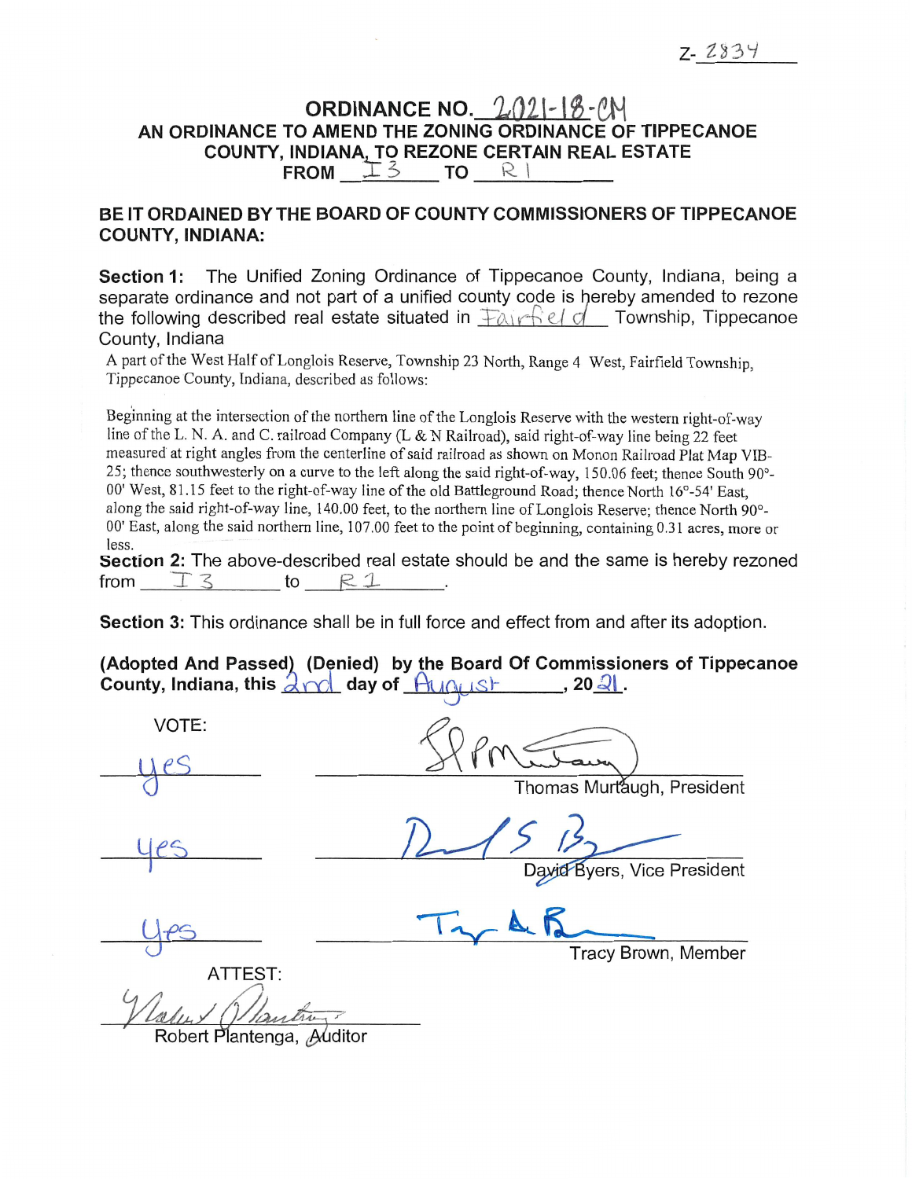Z- 2834

# ORDINANCE NO. 2021-18-CM

## AN ORDINANCE TO AMEND THE ZONING ORDINANCE OF TIPPECANOE COUNTY, INDIANA, TO REZONE CERTAIN REAL ESTATE FROM I3 TO R1

**BE IT ORDAINED BY THE BOARD OF COUNTY COMMISSIONERS OF TIPPECANOE COUNTY, INDIANA:**

**Section 1:** The Unified Zoning Ordinance of Tippecanoe County, Indiana, being a separate ordinance and not part of a unified county code is hereby amended to rezone the following described real estate situated in Fairfield Township, Tippecanoe County, Indiana

A part of the West Half of Longlois Reserve, Township 23 North, Range 4 West, Fairfield Township, Tippecanoe County, Indiana, described as follows:

Beginning at the intersection of the northern line of the Longlois Reserve with the western right-of-way line of the L. N. A. and C. railroad Company (L & N Railroad), said right-of-way line being 22 feet measured at right angles from the centerline of said railroad as shown on Monon Railroad Plat Map VIB-25; thence southwesterly on a curve to the left along the said right-of-way, 150.06 feet; thence South 90°-00' West, 81.15 feet to the right-of-way line of the old Battleground Road; thence North 16°-54' East, along the said right-of-way line, 140.00 feet, to the northern line of Longlois Reserve; thence North 90°-00' East, along the said northern line, 107.00 feet to the point of beginning, containing 0.31 acres, more or less.

**Section 2:** The above-described real estate should be and the same is hereby rezoned from I3 to R1.

**Section 3:** This ordinance shall be in full force and effect from and after its adoption.

**(Adopted And Passed) (Denied) by the Board Of Commissioners of Tippecanoe County, Indiana, this** 2nd **day of** August**, 20**21**.**

VOTE:

| Vote | Signature |
|---|---|
| yes | Thomas Murtaugh, President |
| yes | David Byers, Vice President |
| yes | Tracy Brown, Member |

ATTEST:

Robert Plantenga, Auditor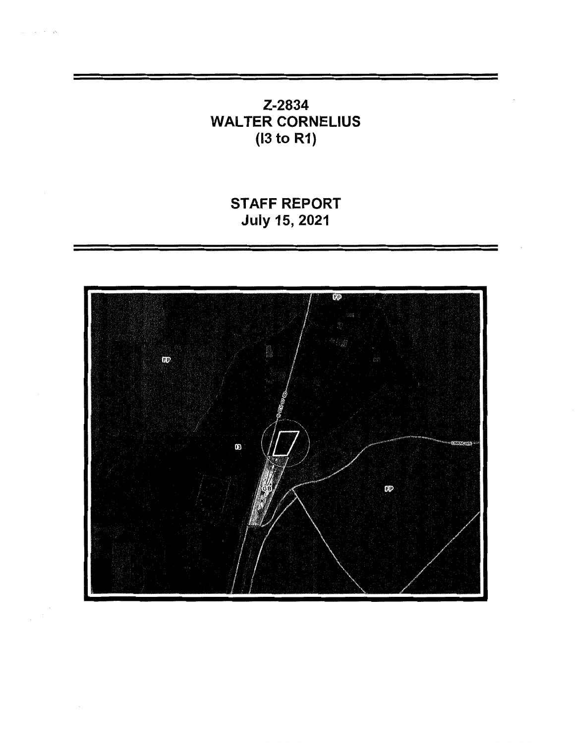# Z-2834
# WALTER CORNELIUS
# (I3 to R1)

## STAFF REPORT
## July 15, 2021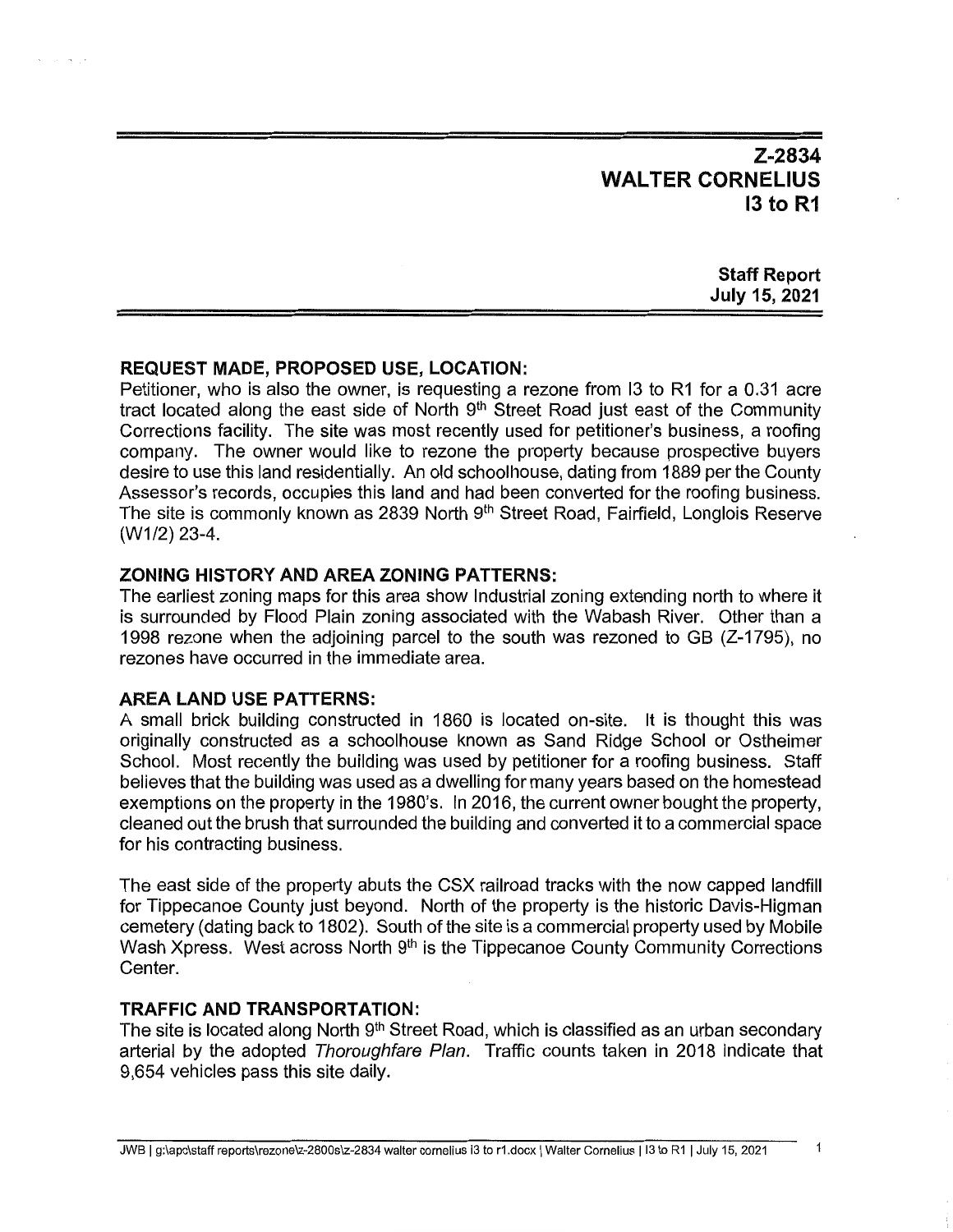# Z-2834
# WALTER CORNELIUS
# I3 to R1

**Staff Report**
**July 15, 2021**

## REQUEST MADE, PROPOSED USE, LOCATION:

Petitioner, who is also the owner, is requesting a rezone from I3 to R1 for a 0.31 acre tract located along the east side of North 9th Street Road just east of the Community Corrections facility. The site was most recently used for petitioner's business, a roofing company. The owner would like to rezone the property because prospective buyers desire to use this land residentially. An old schoolhouse, dating from 1889 per the County Assessor's records, occupies this land and had been converted for the roofing business. The site is commonly known as 2839 North 9th Street Road, Fairfield, Longlois Reserve (W1/2) 23-4.

## ZONING HISTORY AND AREA ZONING PATTERNS:

The earliest zoning maps for this area show Industrial zoning extending north to where it is surrounded by Flood Plain zoning associated with the Wabash River. Other than a 1998 rezone when the adjoining parcel to the south was rezoned to GB (Z-1795), no rezones have occurred in the immediate area.

## AREA LAND USE PATTERNS:

A small brick building constructed in 1860 is located on-site. It is thought this was originally constructed as a schoolhouse known as Sand Ridge School or Ostheimer School. Most recently the building was used by petitioner for a roofing business. Staff believes that the building was used as a dwelling for many years based on the homestead exemptions on the property in the 1980's. In 2016, the current owner bought the property, cleaned out the brush that surrounded the building and converted it to a commercial space for his contracting business.

The east side of the property abuts the CSX railroad tracks with the now capped landfill for Tippecanoe County just beyond. North of the property is the historic Davis-Higman cemetery (dating back to 1802). South of the site is a commercial property used by Mobile Wash Xpress. West across North 9th is the Tippecanoe County Community Corrections Center.

## TRAFFIC AND TRANSPORTATION:

The site is located along North 9th Street Road, which is classified as an urban secondary arterial by the adopted *Thoroughfare Plan*. Traffic counts taken in 2018 indicate that 9,654 vehicles pass this site daily.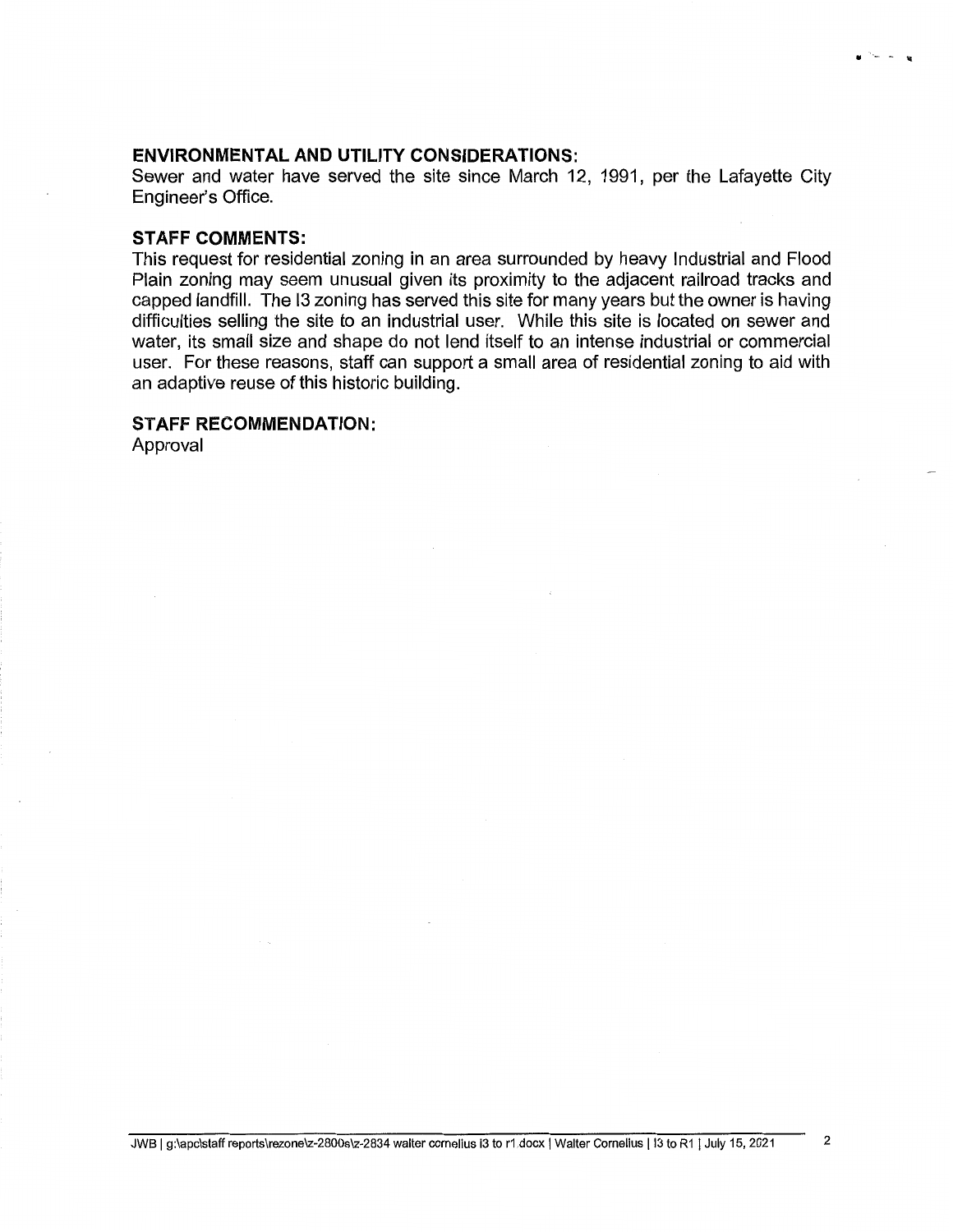**ENVIRONMENTAL AND UTILITY CONSIDERATIONS:**

Sewer and water have served the site since March 12, 1991, per the Lafayette City Engineer's Office.

**STAFF COMMENTS:**

This request for residential zoning in an area surrounded by heavy Industrial and Flood Plain zoning may seem unusual given its proximity to the adjacent railroad tracks and capped landfill. The I3 zoning has served this site for many years but the owner is having difficulties selling the site to an industrial user. While this site is located on sewer and water, its small size and shape do not lend itself to an intense industrial or commercial user. For these reasons, staff can support a small area of residential zoning to aid with an adaptive reuse of this historic building.

**STAFF RECOMMENDATION:**

Approval